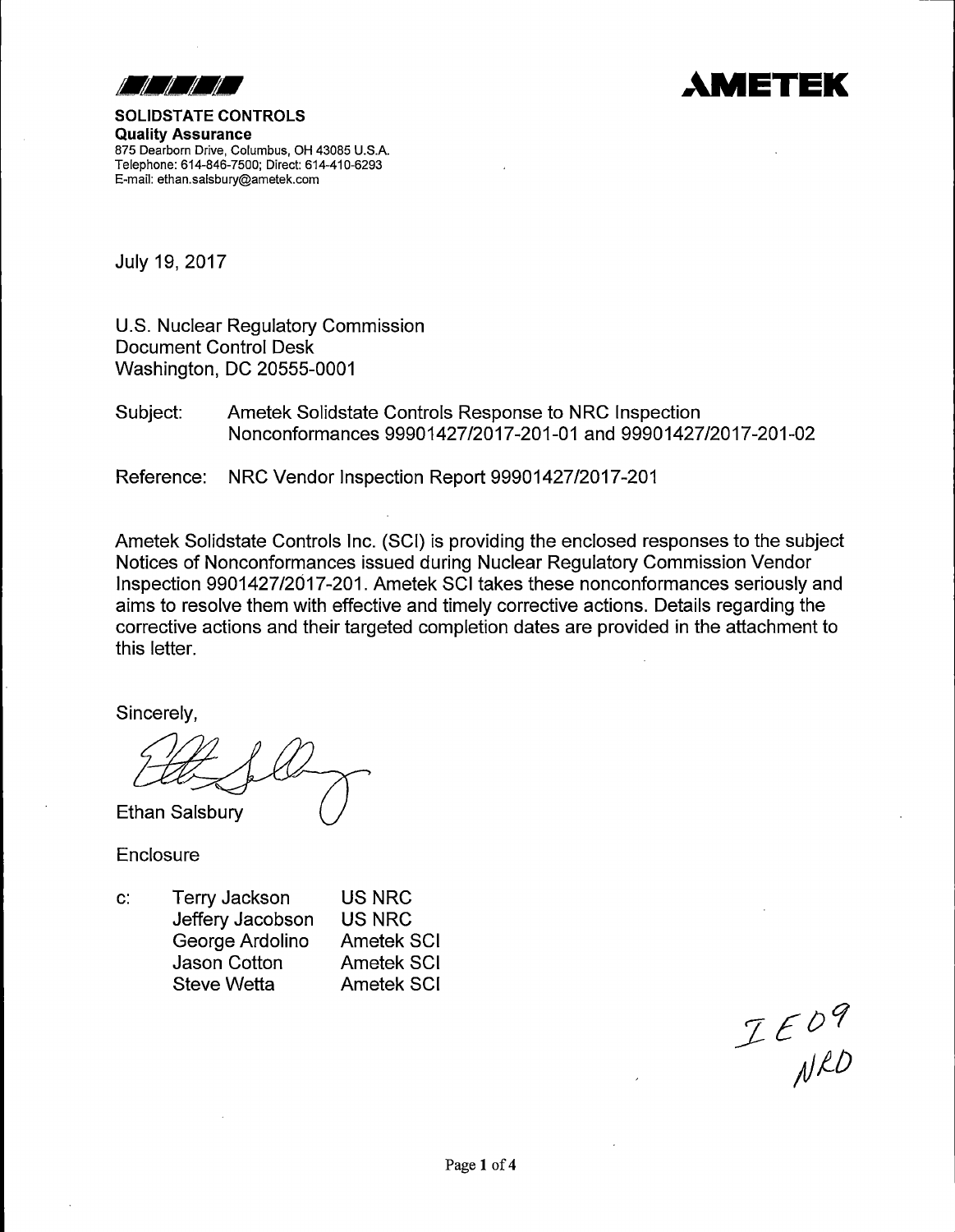**AMETEK**

**SOLIDSTATE CONTROLS**
**Quality Assurance**
875 Dearborn Drive, Columbus, OH 43085 U.S.A.
Telephone: 614-846-7500; Direct: 614-410-6293
E-mail: ethan.salsbury@ametek.com

July 19, 2017

U.S. Nuclear Regulatory Commission
Document Control Desk
Washington, DC 20555-0001

Subject: Ametek Solidstate Controls Response to NRC Inspection Nonconformances 99901427/2017-201-01 and 99901427/2017-201-02

Reference: NRC Vendor Inspection Report 99901427/2017-201

Ametek Solidstate Controls Inc. (SCI) is providing the enclosed responses to the subject Notices of Nonconformances issued during Nuclear Regulatory Commission Vendor Inspection 9901427/2017-201. Ametek SCI takes these nonconformances seriously and aims to resolve them with effective and timely corrective actions. Details regarding the corrective actions and their targeted completion dates are provided in the attachment to this letter.

Sincerely,

Ethan Salsbury

Enclosure

| c: | | |
|---|---|---|
| | Terry Jackson | US NRC |
| | Jeffery Jacobson | US NRC |
| | George Ardolino | Ametek SCI |
| | Jason Cotton | Ametek SCI |
| | Steve Wetta | Ametek SCI |

IE09
NRD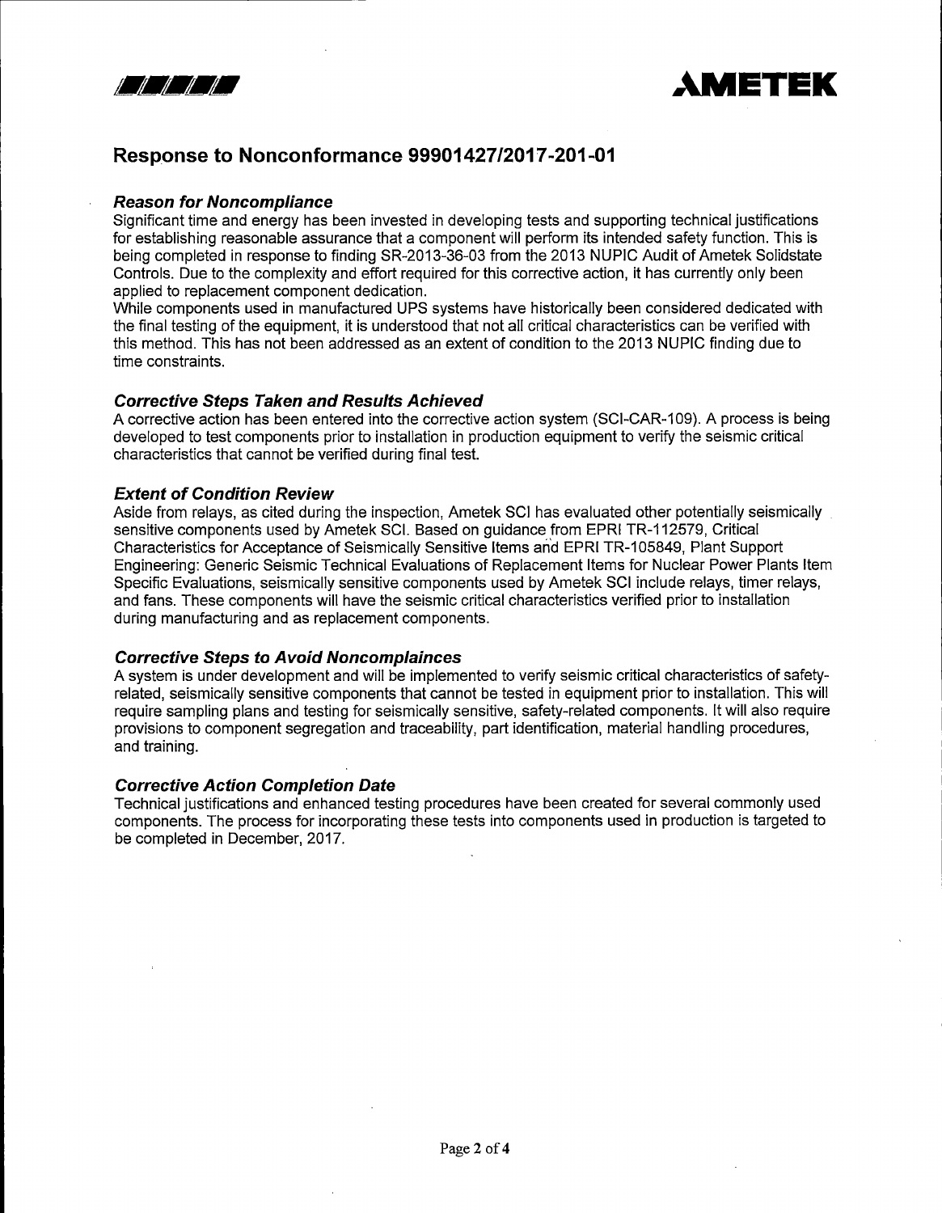## Response to Nonconformance 99901427/2017-201-01

### *Reason for Noncompliance*

Significant time and energy has been invested in developing tests and supporting technical justifications for establishing reasonable assurance that a component will perform its intended safety function. This is being completed in response to finding SR-2013-36-03 from the 2013 NUPIC Audit of Ametek Solidstate Controls. Due to the complexity and effort required for this corrective action, it has currently only been applied to replacement component dedication.

While components used in manufactured UPS systems have historically been considered dedicated with the final testing of the equipment, it is understood that not all critical characteristics can be verified with this method. This has not been addressed as an extent of condition to the 2013 NUPIC finding due to time constraints.

### *Corrective Steps Taken and Results Achieved*

A corrective action has been entered into the corrective action system (SCI-CAR-109). A process is being developed to test components prior to installation in production equipment to verify the seismic critical characteristics that cannot be verified during final test.

### *Extent of Condition Review*

Aside from relays, as cited during the inspection, Ametek SCI has evaluated other potentially seismically sensitive components used by Ametek SCI. Based on guidance from EPRI TR-112579, Critical Characteristics for Acceptance of Seismically Sensitive Items and EPRI TR-105849, Plant Support Engineering: Generic Seismic Technical Evaluations of Replacement Items for Nuclear Power Plants Item Specific Evaluations, seismically sensitive components used by Ametek SCI include relays, timer relays, and fans. These components will have the seismic critical characteristics verified prior to installation during manufacturing and as replacement components.

### *Corrective Steps to Avoid Noncomplaince*s

A system is under development and will be implemented to verify seismic critical characteristics of safety-related, seismically sensitive components that cannot be tested in equipment prior to installation. This will require sampling plans and testing for seismically sensitive, safety-related components. It will also require provisions to component segregation and traceability, part identification, material handling procedures, and training.

### *Corrective Action Completion Date*

Technical justifications and enhanced testing procedures have been created for several commonly used components. The process for incorporating these tests into components used in production is targeted to be completed in December, 2017.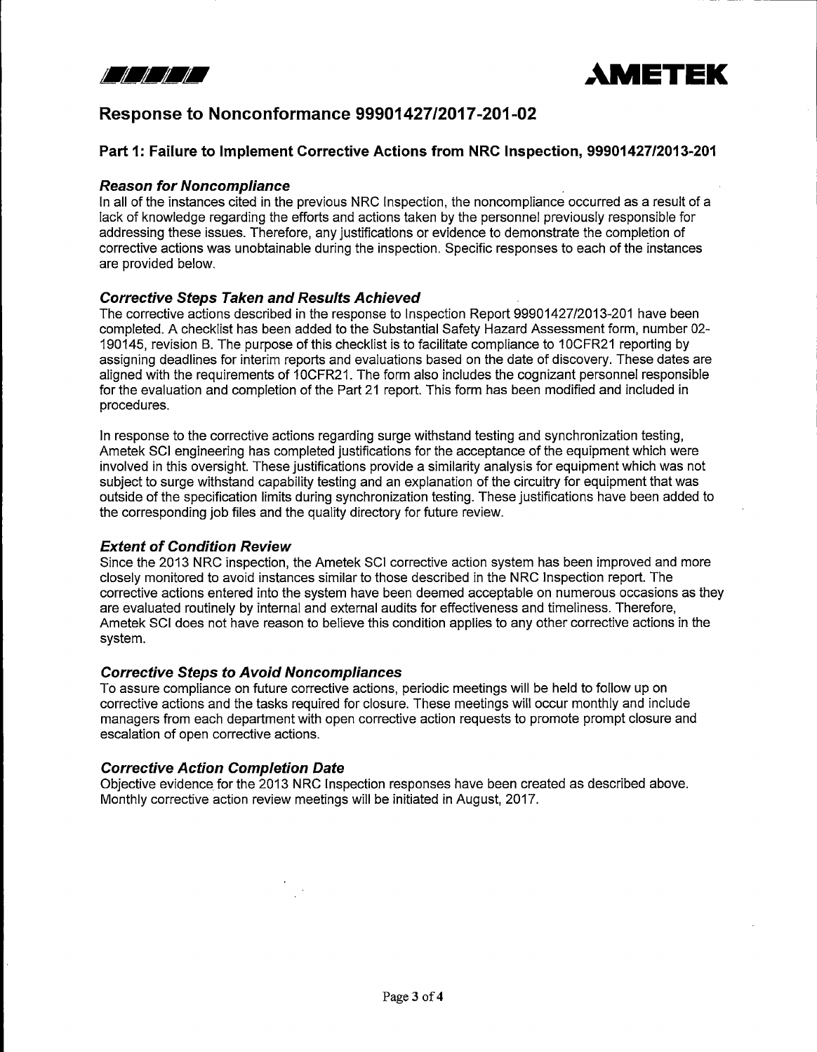# Response to Nonconformance 99901427/2017-201-02

## Part 1: Failure to Implement Corrective Actions from NRC Inspection, 99901427/2013-201

### *Reason for Noncompliance*

In all of the instances cited in the previous NRC Inspection, the noncompliance occurred as a result of a lack of knowledge regarding the efforts and actions taken by the personnel previously responsible for addressing these issues. Therefore, any justifications or evidence to demonstrate the completion of corrective actions was unobtainable during the inspection. Specific responses to each of the instances are provided below.

### *Corrective Steps Taken and Results Achieved*

The corrective actions described in the response to Inspection Report 99901427/2013-201 have been completed. A checklist has been added to the Substantial Safety Hazard Assessment form, number 02-190145, revision B. The purpose of this checklist is to facilitate compliance to 10CFR21 reporting by assigning deadlines for interim reports and evaluations based on the date of discovery. These dates are aligned with the requirements of 10CFR21. The form also includes the cognizant personnel responsible for the evaluation and completion of the Part 21 report. This form has been modified and included in procedures.

In response to the corrective actions regarding surge withstand testing and synchronization testing, Ametek SCI engineering has completed justifications for the acceptance of the equipment which were involved in this oversight. These justifications provide a similarity analysis for equipment which was not subject to surge withstand capability testing and an explanation of the circuitry for equipment that was outside of the specification limits during synchronization testing. These justifications have been added to the corresponding job files and the quality directory for future review.

### *Extent of Condition Review*

Since the 2013 NRC inspection, the Ametek SCI corrective action system has been improved and more closely monitored to avoid instances similar to those described in the NRC Inspection report. The corrective actions entered into the system have been deemed acceptable on numerous occasions as they are evaluated routinely by internal and external audits for effectiveness and timeliness. Therefore, Ametek SCI does not have reason to believe this condition applies to any other corrective actions in the system.

### *Corrective Steps to Avoid Noncompliances*

To assure compliance on future corrective actions, periodic meetings will be held to follow up on corrective actions and the tasks required for closure. These meetings will occur monthly and include managers from each department with open corrective action requests to promote prompt closure and escalation of open corrective actions.

### *Corrective Action Completion Date*

Objective evidence for the 2013 NRC Inspection responses have been created as described above. Monthly corrective action review meetings will be initiated in August, 2017.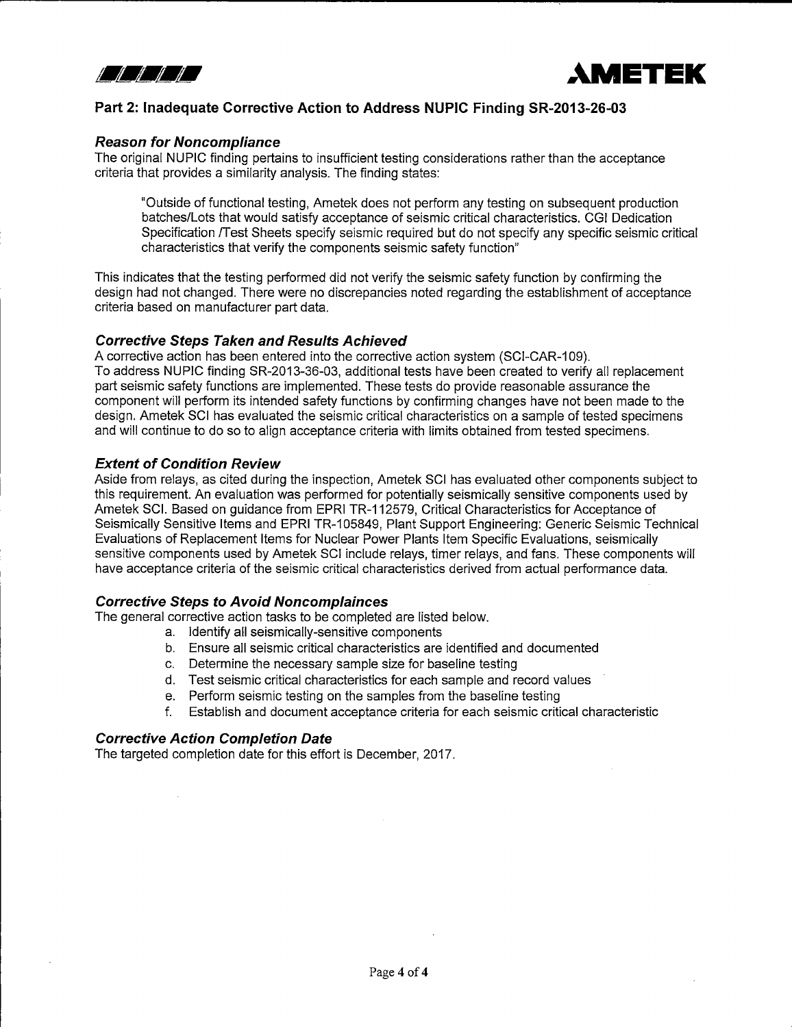## Part 2: Inadequate Corrective Action to Address NUPIC Finding SR-2013-26-03

### *Reason for Noncompliance*

The original NUPIC finding pertains to insufficient testing considerations rather than the acceptance criteria that provides a similarity analysis. The finding states:

> "Outside of functional testing, Ametek does not perform any testing on subsequent production batches/Lots that would satisfy acceptance of seismic critical characteristics. CGI Dedication Specification /Test Sheets specify seismic required but do not specify any specific seismic critical characteristics that verify the components seismic safety function"

This indicates that the testing performed did not verify the seismic safety function by confirming the design had not changed. There were no discrepancies noted regarding the establishment of acceptance criteria based on manufacturer part data.

### *Corrective Steps Taken and Results Achieved*

A corrective action has been entered into the corrective action system (SCI-CAR-109).
To address NUPIC finding SR-2013-36-03, additional tests have been created to verify all replacement part seismic safety functions are implemented. These tests do provide reasonable assurance the component will perform its intended safety functions by confirming changes have not been made to the design. Ametek SCI has evaluated the seismic critical characteristics on a sample of tested specimens and will continue to do so to align acceptance criteria with limits obtained from tested specimens.

### *Extent of Condition Review*

Aside from relays, as cited during the inspection, Ametek SCI has evaluated other components subject to this requirement. An evaluation was performed for potentially seismically sensitive components used by Ametek SCI. Based on guidance from EPRI TR-112579, Critical Characteristics for Acceptance of Seismically Sensitive Items and EPRI TR-105849, Plant Support Engineering: Generic Seismic Technical Evaluations of Replacement Items for Nuclear Power Plants Item Specific Evaluations, seismically sensitive components used by Ametek SCI include relays, timer relays, and fans. These components will have acceptance criteria of the seismic critical characteristics derived from actual performance data.

### *Corrective Steps to Avoid Noncomplainces*

The general corrective action tasks to be completed are listed below.

a. Identify all seismically-sensitive components
b. Ensure all seismic critical characteristics are identified and documented
c. Determine the necessary sample size for baseline testing
d. Test seismic critical characteristics for each sample and record values
e. Perform seismic testing on the samples from the baseline testing
f. Establish and document acceptance criteria for each seismic critical characteristic

### *Corrective Action Completion Date*

The targeted completion date for this effort is December, 2017.